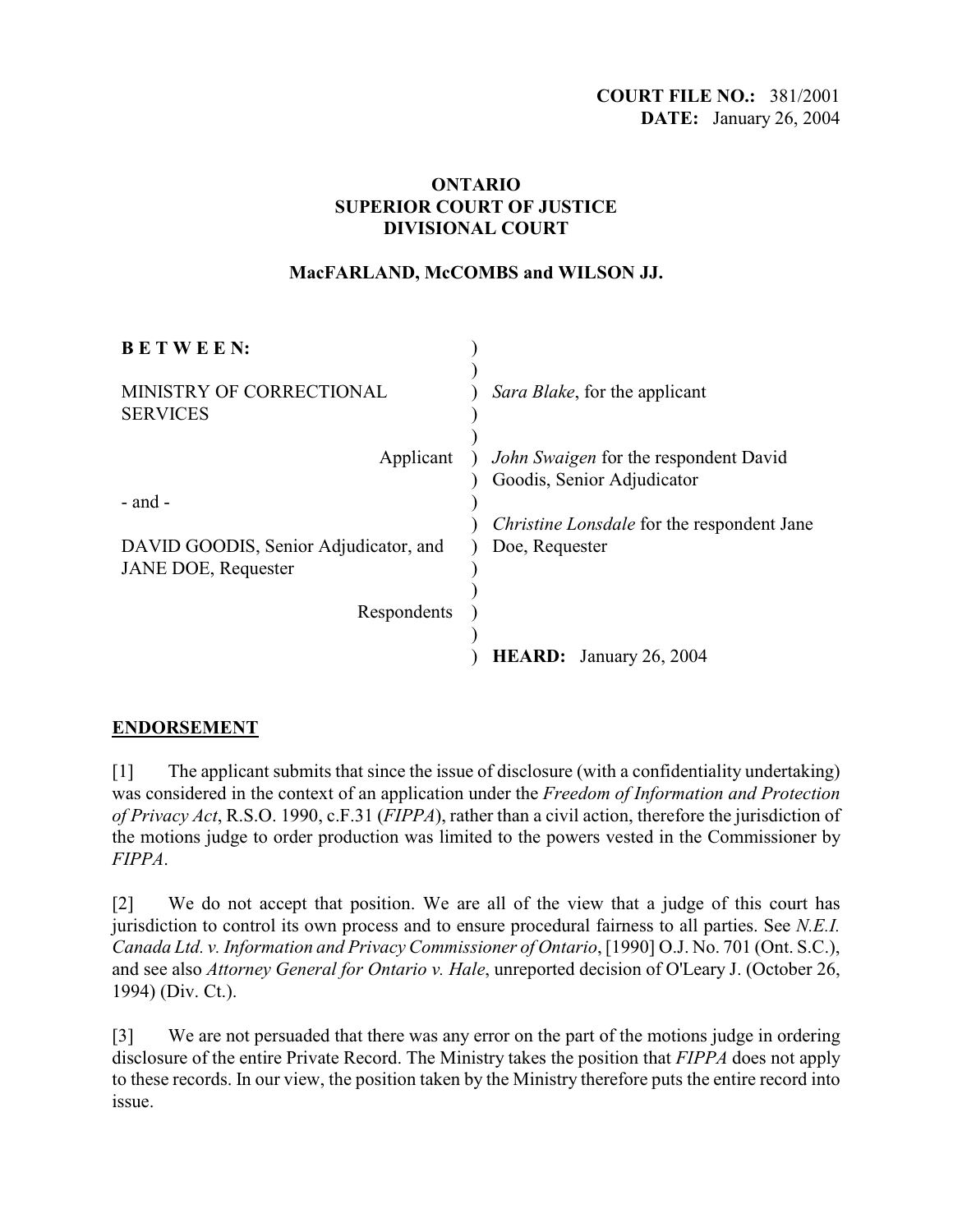**COURT FILE NO.:** 381/2001
**DATE:** January 26, 2004

**ONTARIO**
**SUPERIOR COURT OF JUSTICE**
**DIVISIONAL COURT**

**MacFARLAND, McCOMBS and WILSON JJ.**

| | |
|---|---|
| **B E T W E E N:** | |
| MINISTRY OF CORRECTIONAL SERVICES | *Sara Blake*, for the applicant |
| Applicant | *John Swaigen* for the respondent David Goodis, Senior Adjudicator |
| - and - | |
| DAVID GOODIS, Senior Adjudicator, and JANE DOE, Requester | *Christine Lonsdale* for the respondent Jane Doe, Requester |
| Respondents | |
| | **HEARD:** January 26, 2004 |

## ENDORSEMENT

[1] The applicant submits that since the issue of disclosure (with a confidentiality undertaking) was considered in the context of an application under the *Freedom of Information and Protection of Privacy Act*, R.S.O. 1990, c.F.31 (*FIPPA*), rather than a civil action, therefore the jurisdiction of the motions judge to order production was limited to the powers vested in the Commissioner by *FIPPA*.

[2] We do not accept that position. We are all of the view that a judge of this court has jurisdiction to control its own process and to ensure procedural fairness to all parties. See *N.E.I. Canada Ltd. v. Information and Privacy Commissioner of Ontario*, [1990] O.J. No. 701 (Ont. S.C.), and see also *Attorney General for Ontario v. Hale*, unreported decision of O'Leary J. (October 26, 1994) (Div. Ct.).

[3] We are not persuaded that there was any error on the part of the motions judge in ordering disclosure of the entire Private Record. The Ministry takes the position that *FIPPA* does not apply to these records. In our view, the position taken by the Ministry therefore puts the entire record into issue.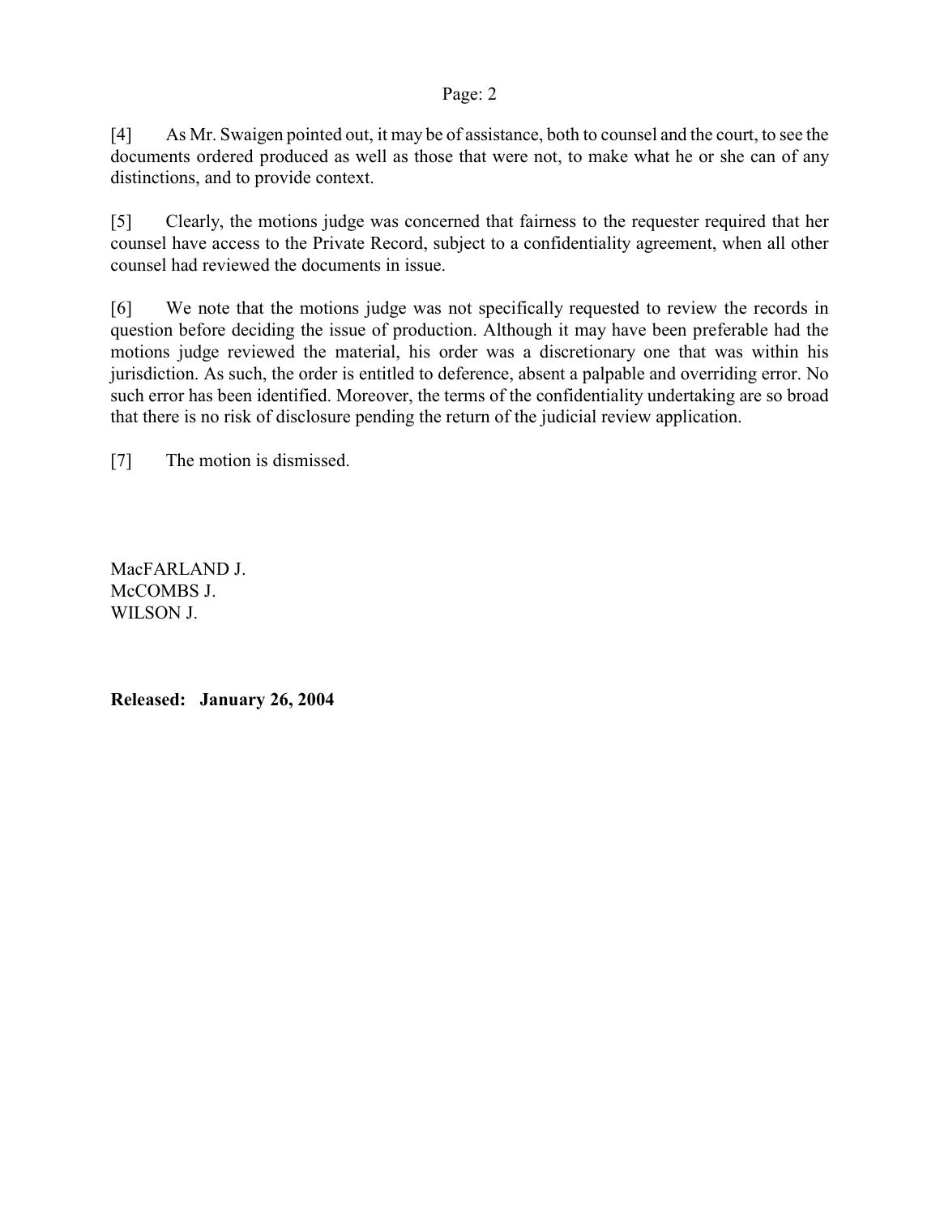[4] As Mr. Swaigen pointed out, it may be of assistance, both to counsel and the court, to see the documents ordered produced as well as those that were not, to make what he or she can of any distinctions, and to provide context.

[5] Clearly, the motions judge was concerned that fairness to the requester required that her counsel have access to the Private Record, subject to a confidentiality agreement, when all other counsel had reviewed the documents in issue.

[6] We note that the motions judge was not specifically requested to review the records in question before deciding the issue of production. Although it may have been preferable had the motions judge reviewed the material, his order was a discretionary one that was within his jurisdiction. As such, the order is entitled to deference, absent a palpable and overriding error. No such error has been identified. Moreover, the terms of the confidentiality undertaking are so broad that there is no risk of disclosure pending the return of the judicial review application.

[7] The motion is dismissed.

MacFARLAND J.
McCOMBS J.
WILSON J.

**Released: January 26, 2004**